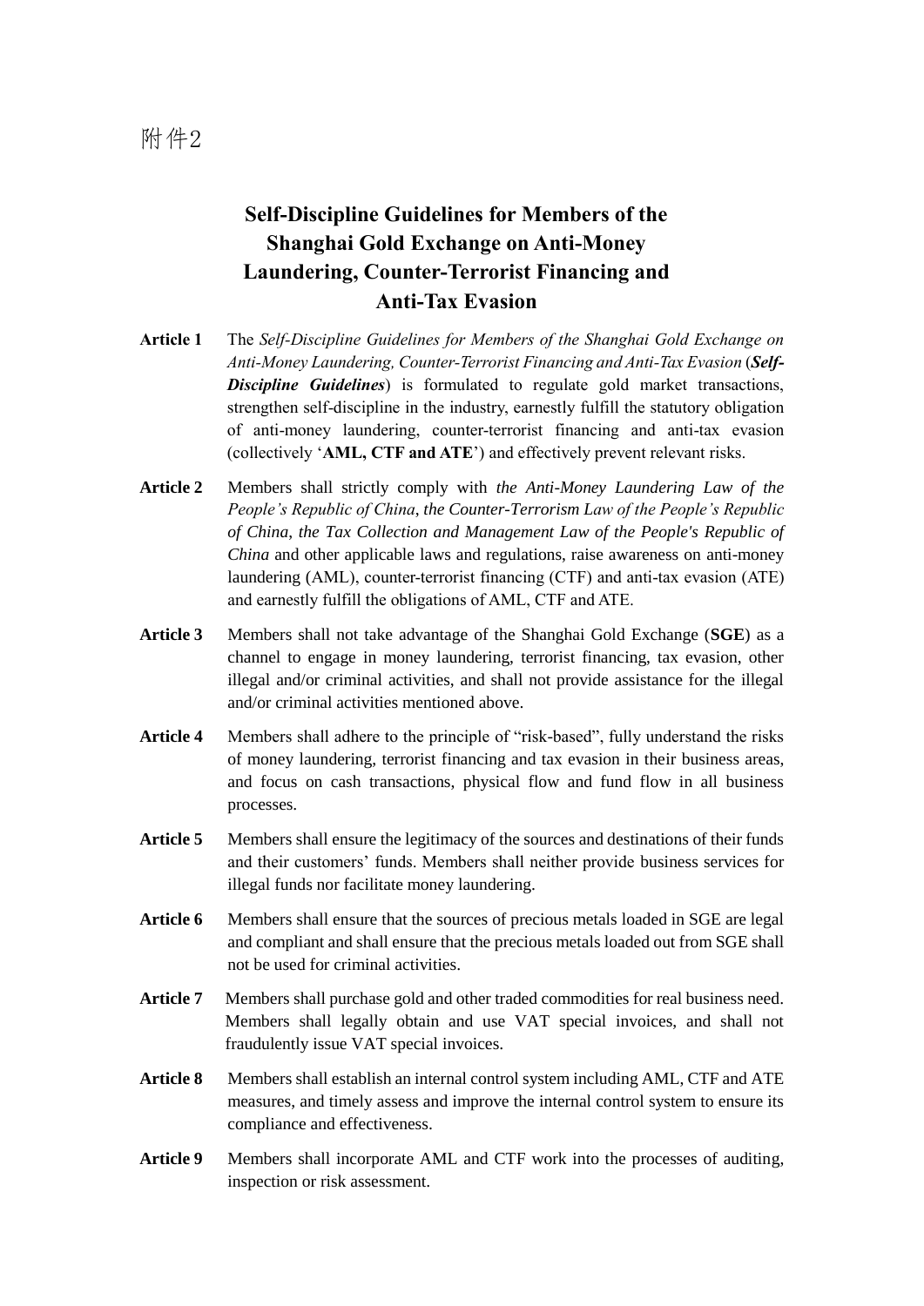附件2

# Self-Discipline Guidelines for Members of the Shanghai Gold Exchange on Anti-Money Laundering, Counter-Terrorist Financing and Anti-Tax Evasion

**Article 1** The *Self-Discipline Guidelines for Members of the Shanghai Gold Exchange on Anti-Money Laundering, Counter-Terrorist Financing and Anti-Tax Evasion* (***Self-Discipline Guidelines***) is formulated to regulate gold market transactions, strengthen self-discipline in the industry, earnestly fulfill the statutory obligation of anti-money laundering, counter-terrorist financing and anti-tax evasion (collectively '**AML, CTF and ATE**') and effectively prevent relevant risks.

**Article 2** Members shall strictly comply with *the Anti-Money Laundering Law of the People's Republic of China*, *the Counter-Terrorism Law of the People's Republic of China*, *the Tax Collection and Management Law of the People's Republic of China* and other applicable laws and regulations, raise awareness on anti-money laundering (AML), counter-terrorist financing (CTF) and anti-tax evasion (ATE) and earnestly fulfill the obligations of AML, CTF and ATE.

**Article 3** Members shall not take advantage of the Shanghai Gold Exchange (**SGE**) as a channel to engage in money laundering, terrorist financing, tax evasion, other illegal and/or criminal activities, and shall not provide assistance for the illegal and/or criminal activities mentioned above.

**Article 4** Members shall adhere to the principle of "risk-based", fully understand the risks of money laundering, terrorist financing and tax evasion in their business areas, and focus on cash transactions, physical flow and fund flow in all business processes.

**Article 5** Members shall ensure the legitimacy of the sources and destinations of their funds and their customers' funds. Members shall neither provide business services for illegal funds nor facilitate money laundering.

**Article 6** Members shall ensure that the sources of precious metals loaded in SGE are legal and compliant and shall ensure that the precious metals loaded out from SGE shall not be used for criminal activities.

**Article 7** Members shall purchase gold and other traded commodities for real business need. Members shall legally obtain and use VAT special invoices, and shall not fraudulently issue VAT special invoices.

**Article 8** Members shall establish an internal control system including AML, CTF and ATE measures, and timely assess and improve the internal control system to ensure its compliance and effectiveness.

**Article 9** Members shall incorporate AML and CTF work into the processes of auditing, inspection or risk assessment.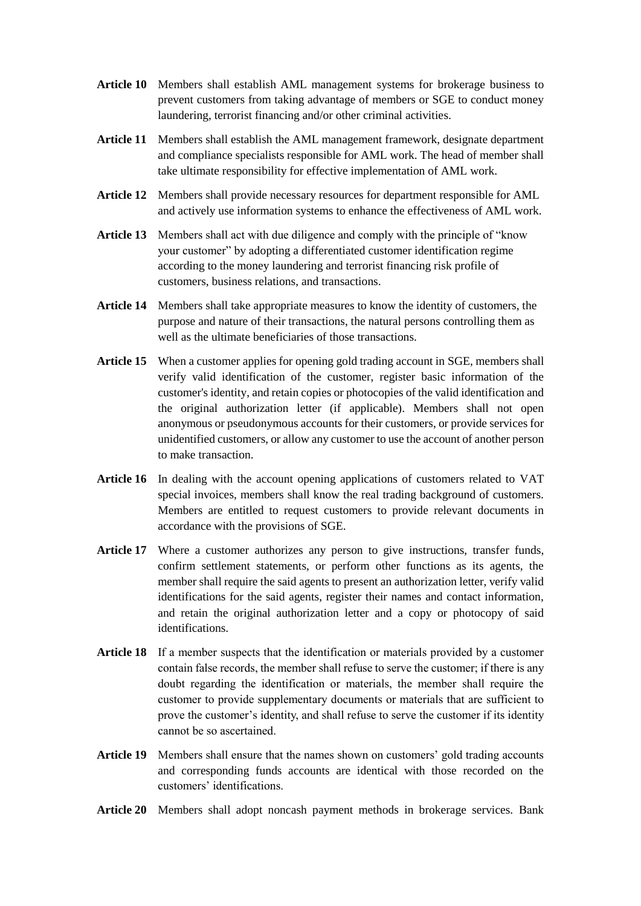**Article 10** Members shall establish AML management systems for brokerage business to prevent customers from taking advantage of members or SGE to conduct money laundering, terrorist financing and/or other criminal activities.

**Article 11** Members shall establish the AML management framework, designate department and compliance specialists responsible for AML work. The head of member shall take ultimate responsibility for effective implementation of AML work.

**Article 12** Members shall provide necessary resources for department responsible for AML and actively use information systems to enhance the effectiveness of AML work.

**Article 13** Members shall act with due diligence and comply with the principle of "know your customer" by adopting a differentiated customer identification regime according to the money laundering and terrorist financing risk profile of customers, business relations, and transactions.

**Article 14** Members shall take appropriate measures to know the identity of customers, the purpose and nature of their transactions, the natural persons controlling them as well as the ultimate beneficiaries of those transactions.

**Article 15** When a customer applies for opening gold trading account in SGE, members shall verify valid identification of the customer, register basic information of the customer's identity, and retain copies or photocopies of the valid identification and the original authorization letter (if applicable). Members shall not open anonymous or pseudonymous accounts for their customers, or provide services for unidentified customers, or allow any customer to use the account of another person to make transaction.

**Article 16** In dealing with the account opening applications of customers related to VAT special invoices, members shall know the real trading background of customers. Members are entitled to request customers to provide relevant documents in accordance with the provisions of SGE.

**Article 17** Where a customer authorizes any person to give instructions, transfer funds, confirm settlement statements, or perform other functions as its agents, the member shall require the said agents to present an authorization letter, verify valid identifications for the said agents, register their names and contact information, and retain the original authorization letter and a copy or photocopy of said identifications.

**Article 18** If a member suspects that the identification or materials provided by a customer contain false records, the member shall refuse to serve the customer; if there is any doubt regarding the identification or materials, the member shall require the customer to provide supplementary documents or materials that are sufficient to prove the customer's identity, and shall refuse to serve the customer if its identity cannot be so ascertained.

**Article 19** Members shall ensure that the names shown on customers' gold trading accounts and corresponding funds accounts are identical with those recorded on the customers' identifications.

**Article 20** Members shall adopt noncash payment methods in brokerage services. Bank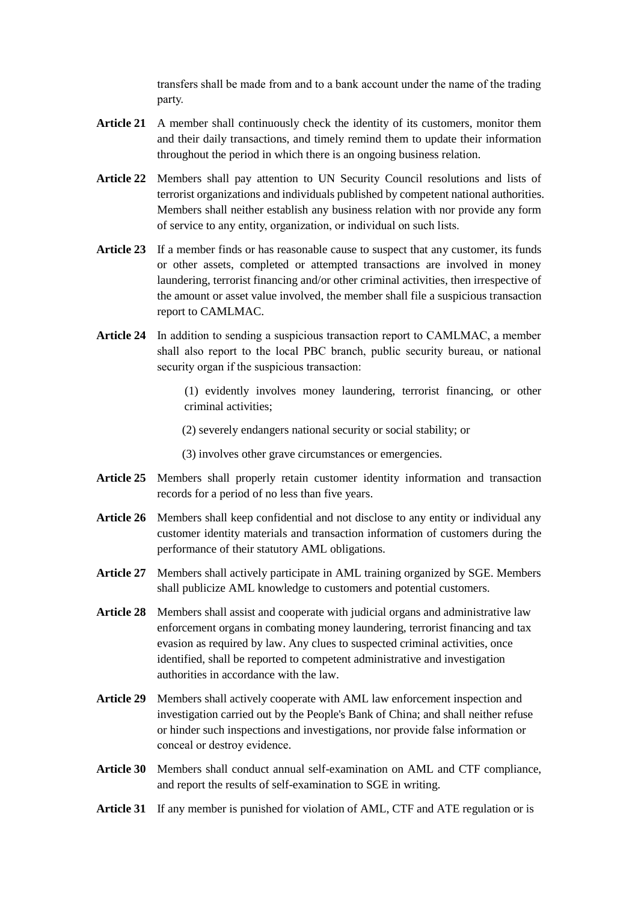transfers shall be made from and to a bank account under the name of the trading party.

**Article 21** A member shall continuously check the identity of its customers, monitor them and their daily transactions, and timely remind them to update their information throughout the period in which there is an ongoing business relation.

**Article 22** Members shall pay attention to UN Security Council resolutions and lists of terrorist organizations and individuals published by competent national authorities. Members shall neither establish any business relation with nor provide any form of service to any entity, organization, or individual on such lists.

**Article 23** If a member finds or has reasonable cause to suspect that any customer, its funds or other assets, completed or attempted transactions are involved in money laundering, terrorist financing and/or other criminal activities, then irrespective of the amount or asset value involved, the member shall file a suspicious transaction report to CAMLMAC.

**Article 24** In addition to sending a suspicious transaction report to CAMLMAC, a member shall also report to the local PBC branch, public security bureau, or national security organ if the suspicious transaction:

(1) evidently involves money laundering, terrorist financing, or other criminal activities;

(2) severely endangers national security or social stability; or

(3) involves other grave circumstances or emergencies.

**Article 25** Members shall properly retain customer identity information and transaction records for a period of no less than five years.

**Article 26** Members shall keep confidential and not disclose to any entity or individual any customer identity materials and transaction information of customers during the performance of their statutory AML obligations.

**Article 27** Members shall actively participate in AML training organized by SGE. Members shall publicize AML knowledge to customers and potential customers.

**Article 28** Members shall assist and cooperate with judicial organs and administrative law enforcement organs in combating money laundering, terrorist financing and tax evasion as required by law. Any clues to suspected criminal activities, once identified, shall be reported to competent administrative and investigation authorities in accordance with the law.

**Article 29** Members shall actively cooperate with AML law enforcement inspection and investigation carried out by the People's Bank of China; and shall neither refuse or hinder such inspections and investigations, nor provide false information or conceal or destroy evidence.

**Article 30** Members shall conduct annual self-examination on AML and CTF compliance, and report the results of self-examination to SGE in writing.

**Article 31** If any member is punished for violation of AML, CTF and ATE regulation or is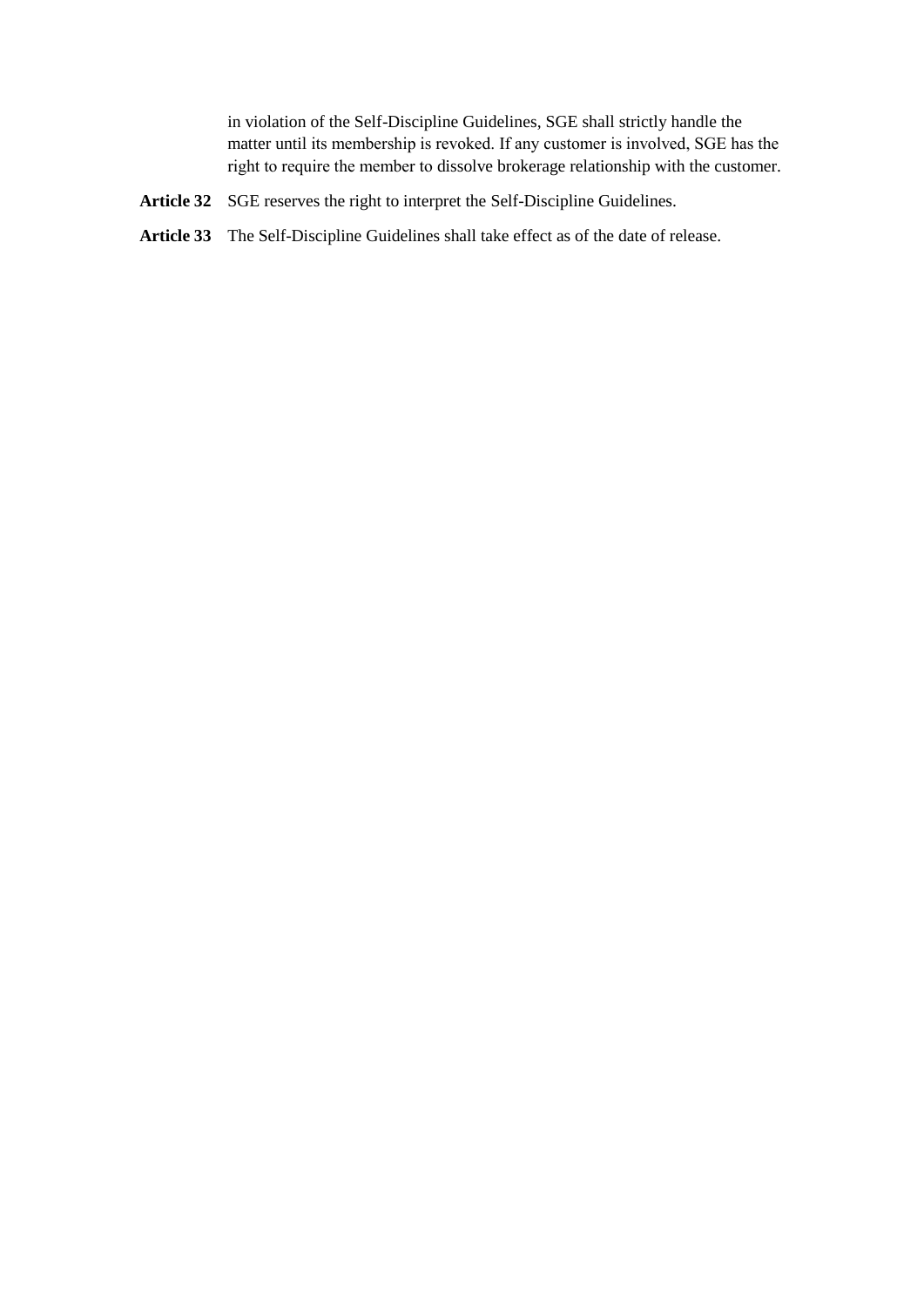in violation of the Self-Discipline Guidelines, SGE shall strictly handle the matter until its membership is revoked. If any customer is involved, SGE has the right to require the member to dissolve brokerage relationship with the customer.

**Article 32** SGE reserves the right to interpret the Self-Discipline Guidelines.

**Article 33** The Self-Discipline Guidelines shall take effect as of the date of release.